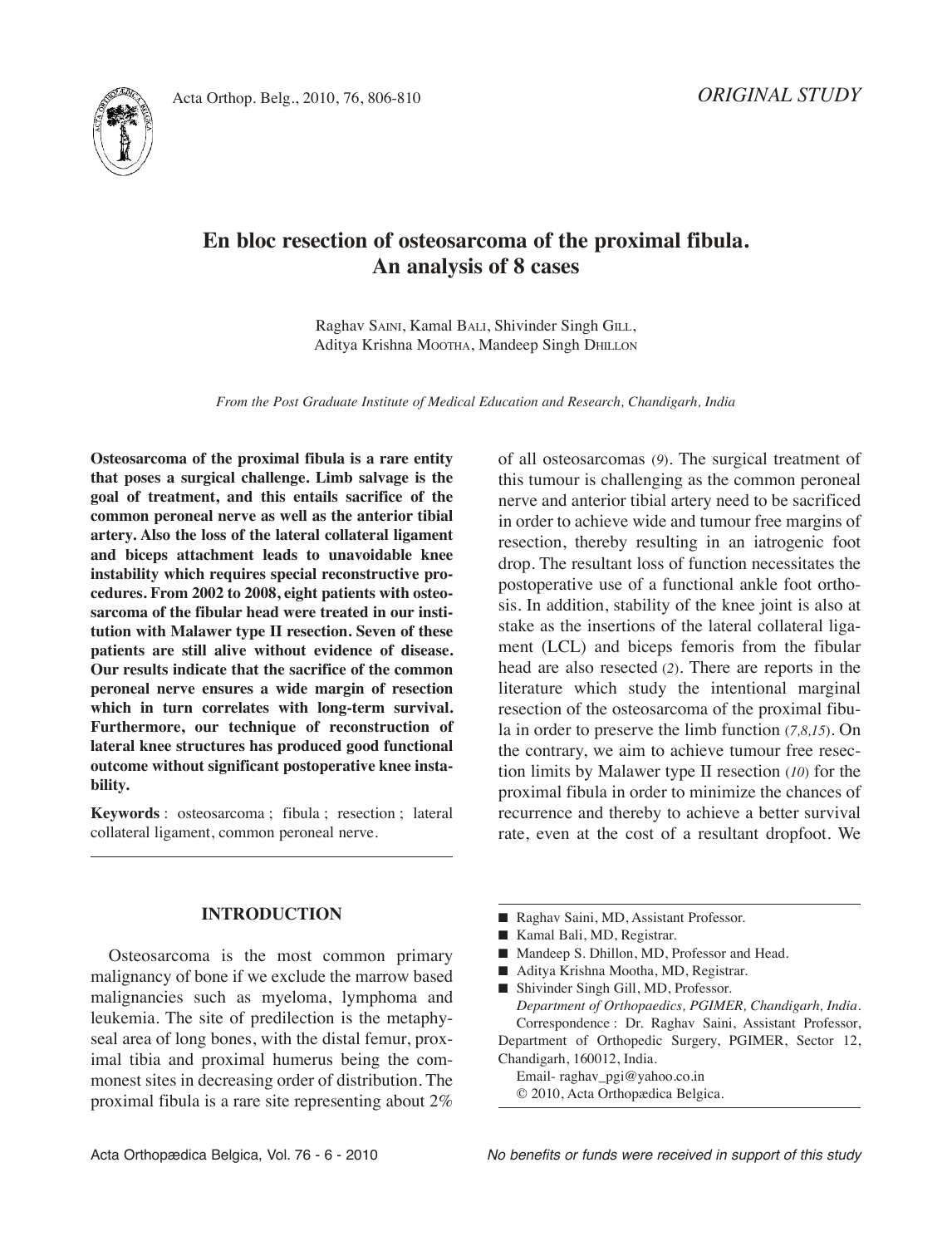ORIGINAL STUDY

# En bloc resection of osteosarcoma of the proximal fibula. An analysis of 8 cases

Raghav SAINI, Kamal BALI, Shivinder Singh GILL, Aditya Krishna MOOTHA, Mandeep Singh DHILLON

*From the Post Graduate Institute of Medical Education and Research, Chandigarh, India*

**Osteosarcoma of the proximal fibula is a rare entity that poses a surgical challenge. Limb salvage is the goal of treatment, and this entails sacrifice of the common peroneal nerve as well as the anterior tibial artery. Also the loss of the lateral collateral ligament and biceps attachment leads to unavoidable knee instability which requires special reconstructive procedures. From 2002 to 2008, eight patients with osteosarcoma of the fibular head were treated in our institution with Malawer type II resection. Seven of these patients are still alive without evidence of disease. Our results indicate that the sacrifice of the common peroneal nerve ensures a wide margin of resection which in turn correlates with long-term survival. Furthermore, our technique of reconstruction of lateral knee structures has produced good functional outcome without significant postoperative knee instability.**

**Keywords** : osteosarcoma ; fibula ; resection ; lateral collateral ligament, common peroneal nerve.

## INTRODUCTION

Osteosarcoma is the most common primary malignancy of bone if we exclude the marrow based malignancies such as myeloma, lymphoma and leukemia. The site of predilection is the metaphyseal area of long bones, with the distal femur, proximal tibia and proximal humerus being the commonest sites in decreasing order of distribution. The proximal fibula is a rare site representing about 2% of all osteosarcomas (*9*). The surgical treatment of this tumour is challenging as the common peroneal nerve and anterior tibial artery need to be sacrificed in order to achieve wide and tumour free margins of resection, thereby resulting in an iatrogenic foot drop. The resultant loss of function necessitates the postoperative use of a functional ankle foot orthosis. In addition, stability of the knee joint is also at stake as the insertions of the lateral collateral ligament (LCL) and biceps femoris from the fibular head are also resected (*2*). There are reports in the literature which study the intentional marginal resection of the osteosarcoma of the proximal fibula in order to preserve the limb function (*7,8,15*). On the contrary, we aim to achieve tumour free resection limits by Malawer type II resection (*10*) for the proximal fibula in order to minimize the chances of recurrence and thereby to achieve a better survival rate, even at the cost of a resultant dropfoot. We

- Raghav Saini, MD, Assistant Professor.
- Kamal Bali, MD, Registrar.
- Mandeep S. Dhillon, MD, Professor and Head.
- Aditya Krishna Mootha, MD, Registrar.
- Shivinder Singh Gill, MD, Professor.

*Department of Orthopaedics, PGIMER, Chandigarh, India.*

Correspondence : Dr. Raghav Saini, Assistant Professor, Department of Orthopedic Surgery, PGIMER, Sector 12, Chandigarh, 160012, India.

Email- raghav_pgi@yahoo.co.in

© 2010, Acta Orthopædica Belgica.

*No benefits or funds were received in support of this study*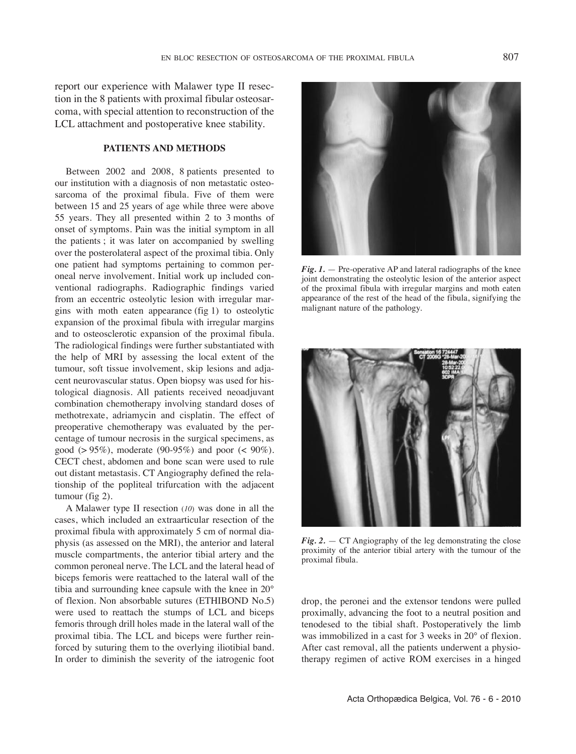report our experience with Malawer type II resection in the 8 patients with proximal fibular osteosarcoma, with special attention to reconstruction of the LCL attachment and postoperative knee stability.

## PATIENTS AND METHODS

Between 2002 and 2008, 8 patients presented to our institution with a diagnosis of non metastatic osteosarcoma of the proximal fibula. Five of them were between 15 and 25 years of age while three were above 55 years. They all presented within 2 to 3 months of onset of symptoms. Pain was the initial symptom in all the patients ; it was later on accompanied by swelling over the posterolateral aspect of the proximal tibia. Only one patient had symptoms pertaining to common peroneal nerve involvement. Initial work up included conventional radiographs. Radiographic findings varied from an eccentric osteolytic lesion with irregular margins with moth eaten appearance (fig 1) to osteolytic expansion of the proximal fibula with irregular margins and to osteosclerotic expansion of the proximal fibula. The radiological findings were further substantiated with the help of MRI by assessing the local extent of the tumour, soft tissue involvement, skip lesions and adjacent neurovascular status. Open biopsy was used for histological diagnosis. All patients received neoadjuvant combination chemotherapy involving standard doses of methotrexate, adriamycin and cisplatin. The effect of preoperative chemotherapy was evaluated by the percentage of tumour necrosis in the surgical specimens, as good (> 95%), moderate (90-95%) and poor (< 90%). CECT chest, abdomen and bone scan were used to rule out distant metastasis. CT Angiography defined the relationship of the popliteal trifurcation with the adjacent tumour (fig 2).

A Malawer type II resection (*10*) was done in all the cases, which included an extraarticular resection of the proximal fibula with approximately 5 cm of normal diaphysis (as assessed on the MRI), the anterior and lateral muscle compartments, the anterior tibial artery and the common peroneal nerve. The LCL and the lateral head of biceps femoris were reattached to the lateral wall of the tibia and surrounding knee capsule with the knee in 20° of flexion. Non absorbable sutures (ETHIBOND No.5) were used to reattach the stumps of LCL and biceps femoris through drill holes made in the lateral wall of the proximal tibia. The LCL and biceps were further reinforced by suturing them to the overlying iliotibial band. In order to diminish the severity of the iatrogenic foot drop, the peronei and the extensor tendons were pulled proximally, advancing the foot to a neutral position and tenodesed to the tibial shaft. Postoperatively the limb was immobilized in a cast for 3 weeks in 20° of flexion. After cast removal, all the patients underwent a physiotherapy regimen of active ROM exercises in a hinged

***Fig. 1.*** — Pre-operative AP and lateral radiographs of the knee joint demonstrating the osteolytic lesion of the anterior aspect of the proximal fibula with irregular margins and moth eaten appearance of the rest of the head of the fibula, signifying the malignant nature of the pathology.

***Fig. 2.*** — CT Angiography of the leg demonstrating the close proximity of the anterior tibial artery with the tumour of the proximal fibula.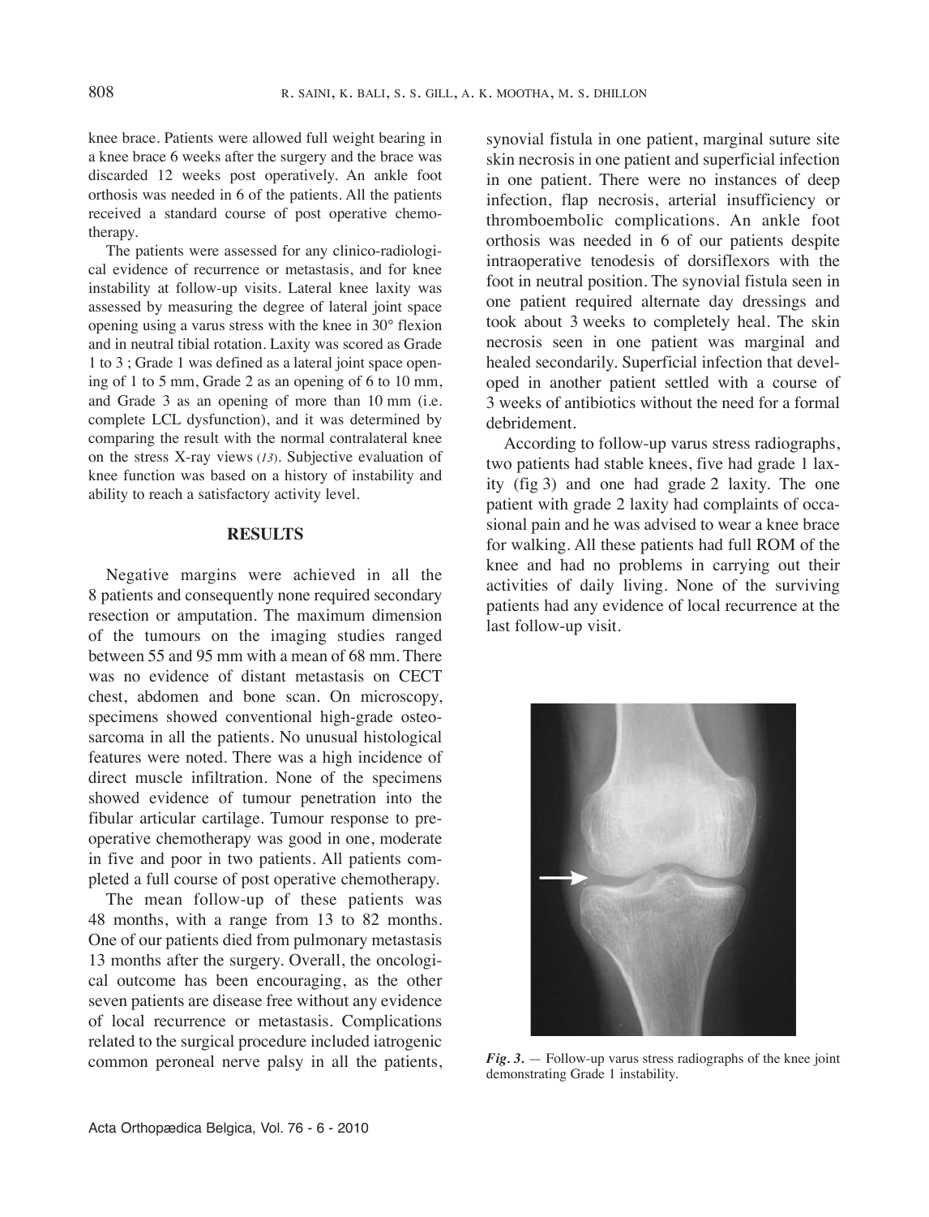knee brace. Patients were allowed full weight bearing in a knee brace 6 weeks after the surgery and the brace was discarded 12 weeks post operatively. An ankle foot orthosis was needed in 6 of the patients. All the patients received a standard course of post operative chemotherapy.

The patients were assessed for any clinico-radiological evidence of recurrence or metastasis, and for knee instability at follow-up visits. Lateral knee laxity was assessed by measuring the degree of lateral joint space opening using a varus stress with the knee in 30° flexion and in neutral tibial rotation. Laxity was scored as Grade 1 to 3 ; Grade 1 was defined as a lateral joint space opening of 1 to 5 mm, Grade 2 as an opening of 6 to 10 mm, and Grade 3 as an opening of more than 10 mm (i.e. complete LCL dysfunction), and it was determined by comparing the result with the normal contralateral knee on the stress X-ray views (13). Subjective evaluation of knee function was based on a history of instability and ability to reach a satisfactory activity level.

## RESULTS

Negative margins were achieved in all the 8 patients and consequently none required secondary resection or amputation. The maximum dimension of the tumours on the imaging studies ranged between 55 and 95 mm with a mean of 68 mm. There was no evidence of distant metastasis on CECT chest, abdomen and bone scan. On microscopy, specimens showed conventional high-grade osteosarcoma in all the patients. No unusual histological features were noted. There was a high incidence of direct muscle infiltration. None of the specimens showed evidence of tumour penetration into the fibular articular cartilage. Tumour response to preoperative chemotherapy was good in one, moderate in five and poor in two patients. All patients completed a full course of post operative chemotherapy.

The mean follow-up of these patients was 48 months, with a range from 13 to 82 months. One of our patients died from pulmonary metastasis 13 months after the surgery. Overall, the oncological outcome has been encouraging, as the other seven patients are disease free without any evidence of local recurrence or metastasis. Complications related to the surgical procedure included iatrogenic common peroneal nerve palsy in all the patients, synovial fistula in one patient, marginal suture site skin necrosis in one patient and superficial infection in one patient. There were no instances of deep infection, flap necrosis, arterial insufficiency or thromboembolic complications. An ankle foot orthosis was needed in 6 of our patients despite intraoperative tenodesis of dorsiflexors with the foot in neutral position. The synovial fistula seen in one patient required alternate day dressings and took about 3 weeks to completely heal. The skin necrosis seen in one patient was marginal and healed secondarily. Superficial infection that developed in another patient settled with a course of 3 weeks of antibiotics without the need for a formal debridement.

According to follow-up varus stress radiographs, two patients had stable knees, five had grade 1 laxity (fig 3) and one had grade 2 laxity. The one patient with grade 2 laxity had complaints of occasional pain and he was advised to wear a knee brace for walking. All these patients had full ROM of the knee and had no problems in carrying out their activities of daily living. None of the surviving patients had any evidence of local recurrence at the last follow-up visit.

***Fig. 3.*** — Follow-up varus stress radiographs of the knee joint demonstrating Grade 1 instability.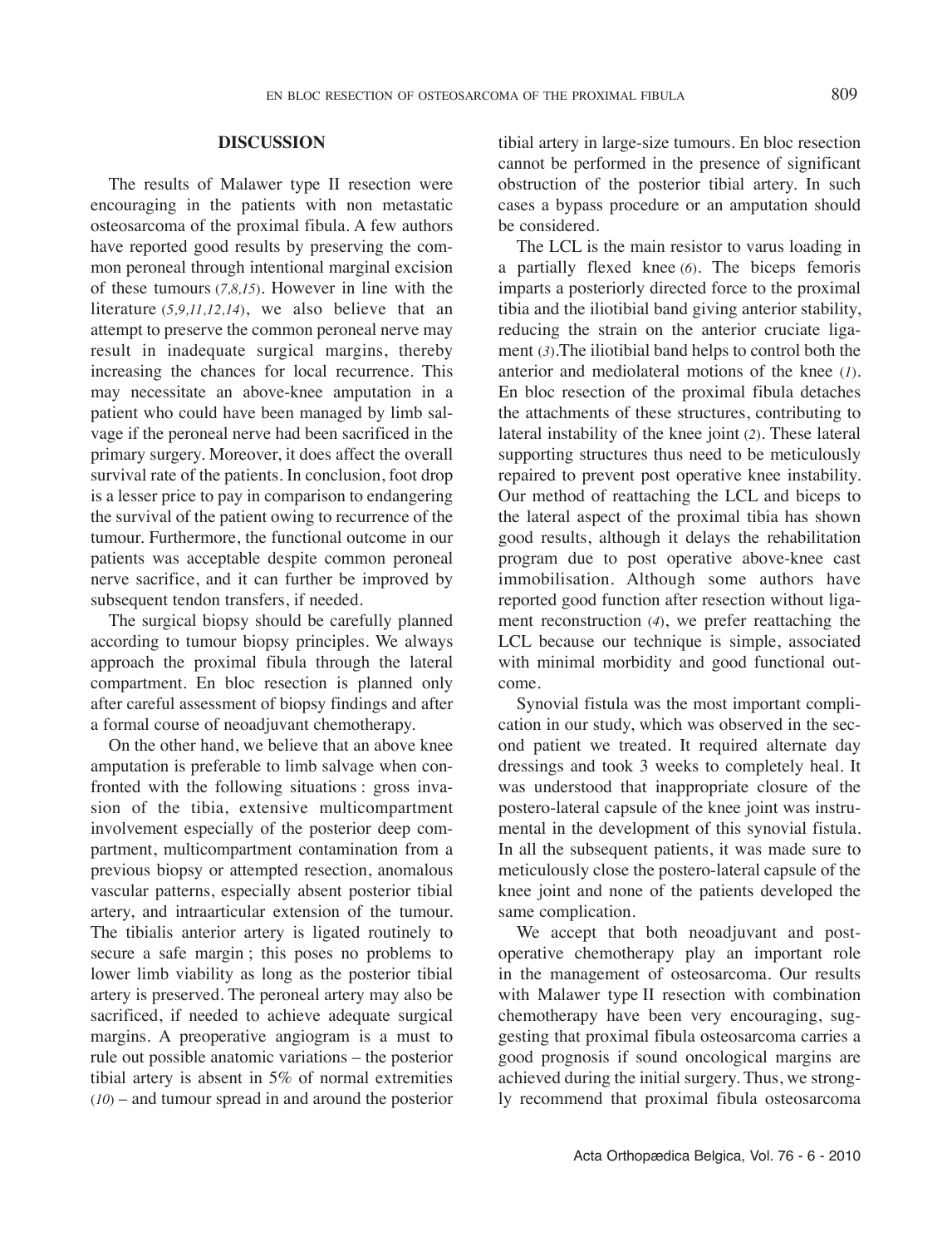## DISCUSSION

The results of Malawer type II resection were encouraging in the patients with non metastatic osteosarcoma of the proximal fibula. A few authors have reported good results by preserving the common peroneal through intentional marginal excision of these tumours (*7,8,15*). However in line with the literature (*5,9,11,12,14*), we also believe that an attempt to preserve the common peroneal nerve may result in inadequate surgical margins, thereby increasing the chances for local recurrence. This may necessitate an above-knee amputation in a patient who could have been managed by limb salvage if the peroneal nerve had been sacrificed in the primary surgery. Moreover, it does affect the overall survival rate of the patients. In conclusion, foot drop is a lesser price to pay in comparison to endangering the survival of the patient owing to recurrence of the tumour. Furthermore, the functional outcome in our patients was acceptable despite common peroneal nerve sacrifice, and it can further be improved by subsequent tendon transfers, if needed.

The surgical biopsy should be carefully planned according to tumour biopsy principles. We always approach the proximal fibula through the lateral compartment. En bloc resection is planned only after careful assessment of biopsy findings and after a formal course of neoadjuvant chemotherapy.

On the other hand, we believe that an above knee amputation is preferable to limb salvage when confronted with the following situations : gross invasion of the tibia, extensive multicompartment involvement especially of the posterior deep compartment, multicompartment contamination from a previous biopsy or attempted resection, anomalous vascular patterns, especially absent posterior tibial artery, and intraarticular extension of the tumour. The tibialis anterior artery is ligated routinely to secure a safe margin ; this poses no problems to lower limb viability as long as the posterior tibial artery is preserved. The peroneal artery may also be sacrificed, if needed to achieve adequate surgical margins. A preoperative angiogram is a must to rule out possible anatomic variations – the posterior tibial artery is absent in 5% of normal extremities (*10*) – and tumour spread in and around the posterior tibial artery in large-size tumours. En bloc resection cannot be performed in the presence of significant obstruction of the posterior tibial artery. In such cases a bypass procedure or an amputation should be considered.

The LCL is the main resistor to varus loading in a partially flexed knee (*6*). The biceps femoris imparts a posteriorly directed force to the proximal tibia and the iliotibial band giving anterior stability, reducing the strain on the anterior cruciate ligament (*3*).The iliotibial band helps to control both the anterior and mediolateral motions of the knee (*1*). En bloc resection of the proximal fibula detaches the attachments of these structures, contributing to lateral instability of the knee joint (*2*). These lateral supporting structures thus need to be meticulously repaired to prevent post operative knee instability. Our method of reattaching the LCL and biceps to the lateral aspect of the proximal tibia has shown good results, although it delays the rehabilitation program due to post operative above-knee cast immobilisation. Although some authors have reported good function after resection without ligament reconstruction (*4*), we prefer reattaching the LCL because our technique is simple, associated with minimal morbidity and good functional outcome.

Synovial fistula was the most important complication in our study, which was observed in the second patient we treated. It required alternate day dressings and took 3 weeks to completely heal. It was understood that inappropriate closure of the postero-lateral capsule of the knee joint was instrumental in the development of this synovial fistula. In all the subsequent patients, it was made sure to meticulously close the postero-lateral capsule of the knee joint and none of the patients developed the same complication.

We accept that both neoadjuvant and postoperative chemotherapy play an important role in the management of osteosarcoma. Our results with Malawer type II resection with combination chemotherapy have been very encouraging, suggesting that proximal fibula osteosarcoma carries a good prognosis if sound oncological margins are achieved during the initial surgery. Thus, we strongly recommend that proximal fibula osteosarcoma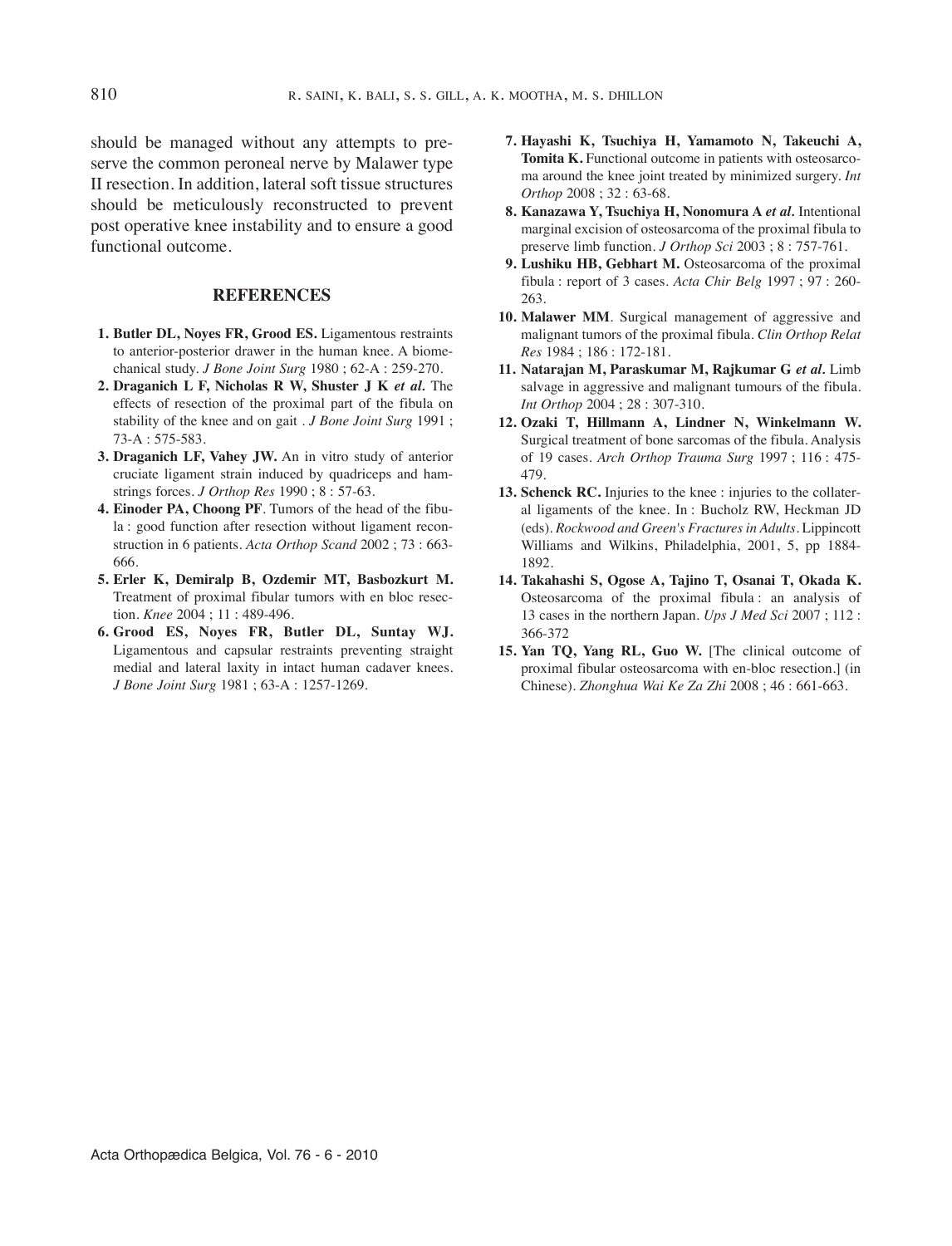should be managed without any attempts to preserve the common peroneal nerve by Malawer type II resection. In addition, lateral soft tissue structures should be meticulously reconstructed to prevent post operative knee instability and to ensure a good functional outcome.

## REFERENCES

1. **Butler DL, Noyes FR, Grood ES.** Ligamentous restraints to anterior-posterior drawer in the human knee. A biomechanical study. *J Bone Joint Surg* 1980 ; 62-A : 259-270.
2. **Draganich L F, Nicholas R W, Shuster J K *et al.*** The effects of resection of the proximal part of the fibula on stability of the knee and on gait . *J Bone Joint Surg* 1991 ; 73-A : 575-583.
3. **Draganich LF, Vahey JW.** An in vitro study of anterior cruciate ligament strain induced by quadriceps and hamstrings forces. *J Orthop Res* 1990 ; 8 : 57-63.
4. **Einoder PA, Choong PF**. Tumors of the head of the fibula : good function after resection without ligament reconstruction in 6 patients. *Acta Orthop Scand* 2002 ; 73 : 663-666.
5. **Erler K, Demiralp B, Ozdemir MT, Basbozkurt M.** Treatment of proximal fibular tumors with en bloc resection. *Knee* 2004 ; 11 : 489-496.
6. **Grood ES, Noyes FR, Butler DL, Suntay WJ.** Ligamentous and capsular restraints preventing straight medial and lateral laxity in intact human cadaver knees. *J Bone Joint Surg* 1981 ; 63-A : 1257-1269.
7. **Hayashi K, Tsuchiya H, Yamamoto N, Takeuchi A, Tomita K.** Functional outcome in patients with osteosarcoma around the knee joint treated by minimized surgery. *Int Orthop* 2008 ; 32 : 63-68.
8. **Kanazawa Y, Tsuchiya H, Nonomura A *et al.*** Intentional marginal excision of osteosarcoma of the proximal fibula to preserve limb function. *J Orthop Sci* 2003 ; 8 : 757-761.
9. **Lushiku HB, Gebhart M.** Osteosarcoma of the proximal fibula : report of 3 cases. *Acta Chir Belg* 1997 ; 97 : 260-263.
10. **Malawer MM**. Surgical management of aggressive and malignant tumors of the proximal fibula. *Clin Orthop Relat Res* 1984 ; 186 : 172-181.
11. **Natarajan M, Paraskumar M, Rajkumar G *et al.*** Limb salvage in aggressive and malignant tumours of the fibula. *Int Orthop* 2004 ; 28 : 307-310.
12. **Ozaki T, Hillmann A, Lindner N, Winkelmann W.** Surgical treatment of bone sarcomas of the fibula. Analysis of 19 cases. *Arch Orthop Trauma Surg* 1997 ; 116 : 475-479.
13. **Schenck RC.** Injuries to the knee : injuries to the collateral ligaments of the knee. In : Bucholz RW, Heckman JD (eds). *Rockwood and Green's Fractures in Adults*. Lippincott Williams and Wilkins, Philadelphia, 2001, 5, pp 1884-1892.
14. **Takahashi S, Ogose A, Tajino T, Osanai T, Okada K.** Osteosarcoma of the proximal fibula : an analysis of 13 cases in the northern Japan. *Ups J Med Sci* 2007 ; 112 : 366-372
15. **Yan TQ, Yang RL, Guo W.** [The clinical outcome of proximal fibular osteosarcoma with en-bloc resection.] (in Chinese). *Zhonghua Wai Ke Za Zhi* 2008 ; 46 : 661-663.